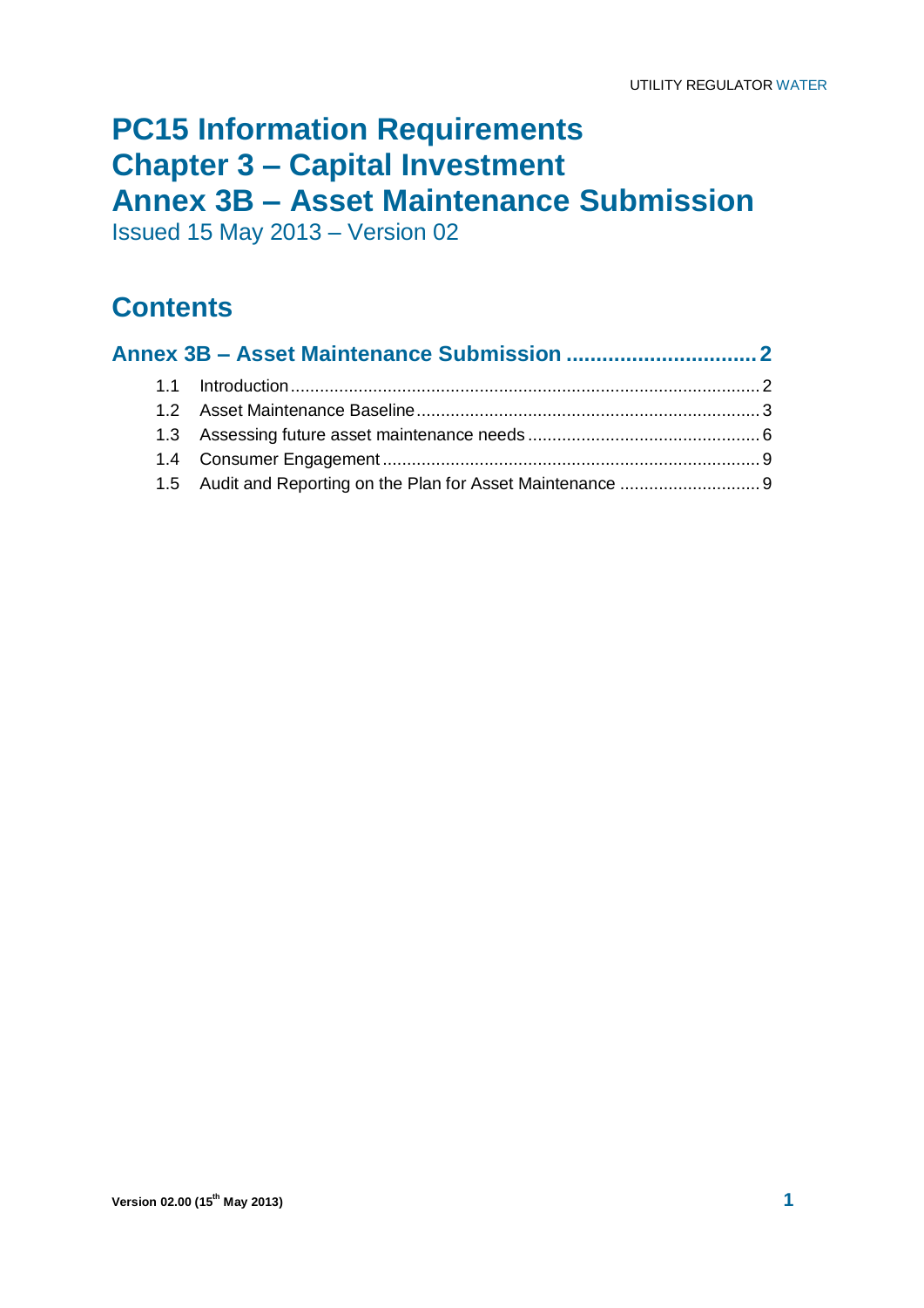# PC15 Information Requirements
# Chapter 3 – Capital Investment
# Annex 3B – Asset Maintenance Submission

Issued 15 May 2013 – Version 02

## Contents

**Annex 3B – Asset Maintenance Submission ............................... 2**

- 1.1 Introduction ........................................................................................ 2
- 1.2 Asset Maintenance Baseline ................................................................ 3
- 1.3 Assessing future asset maintenance needs ........................................... 6
- 1.4 Consumer Engagement ........................................................................ 9
- 1.5 Audit and Reporting on the Plan for Asset Maintenance ......................... 9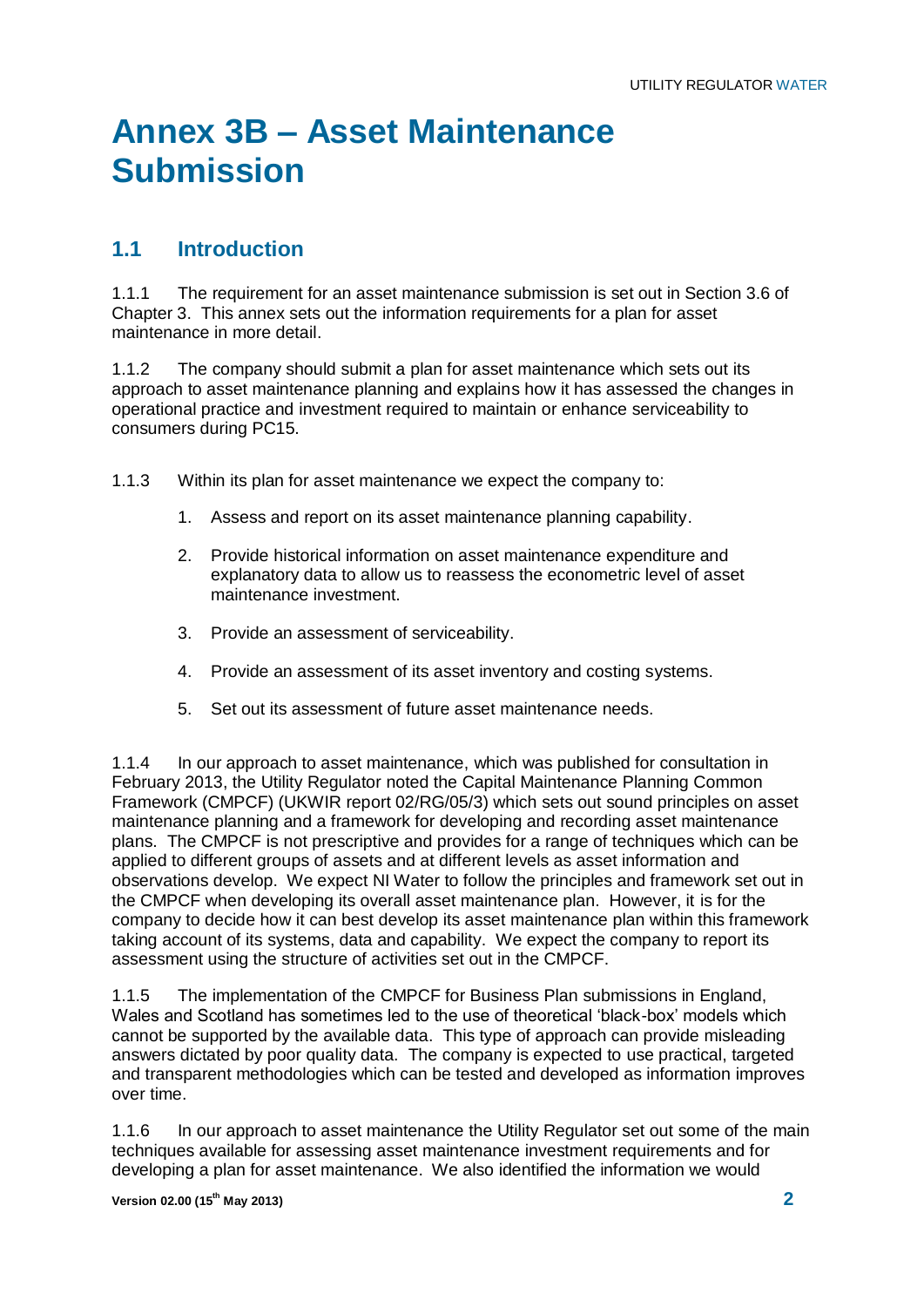# Annex 3B – Asset Maintenance Submission

## 1.1 Introduction

1.1.1 The requirement for an asset maintenance submission is set out in Section 3.6 of Chapter 3. This annex sets out the information requirements for a plan for asset maintenance in more detail.

1.1.2 The company should submit a plan for asset maintenance which sets out its approach to asset maintenance planning and explains how it has assessed the changes in operational practice and investment required to maintain or enhance serviceability to consumers during PC15.

1.1.3 Within its plan for asset maintenance we expect the company to:

1. Assess and report on its asset maintenance planning capability.
2. Provide historical information on asset maintenance expenditure and explanatory data to allow us to reassess the econometric level of asset maintenance investment.
3. Provide an assessment of serviceability.
4. Provide an assessment of its asset inventory and costing systems.
5. Set out its assessment of future asset maintenance needs.

1.1.4 In our approach to asset maintenance, which was published for consultation in February 2013, the Utility Regulator noted the Capital Maintenance Planning Common Framework (CMPCF) (UKWIR report 02/RG/05/3) which sets out sound principles on asset maintenance planning and a framework for developing and recording asset maintenance plans. The CMPCF is not prescriptive and provides for a range of techniques which can be applied to different groups of assets and at different levels as asset information and observations develop. We expect NI Water to follow the principles and framework set out in the CMPCF when developing its overall asset maintenance plan. However, it is for the company to decide how it can best develop its asset maintenance plan within this framework taking account of its systems, data and capability. We expect the company to report its assessment using the structure of activities set out in the CMPCF.

1.1.5 The implementation of the CMPCF for Business Plan submissions in England, Wales and Scotland has sometimes led to the use of theoretical 'black-box' models which cannot be supported by the available data. This type of approach can provide misleading answers dictated by poor quality data. The company is expected to use practical, targeted and transparent methodologies which can be tested and developed as information improves over time.

1.1.6 In our approach to asset maintenance the Utility Regulator set out some of the main techniques available for assessing asset maintenance investment requirements and for developing a plan for asset maintenance. We also identified the information we would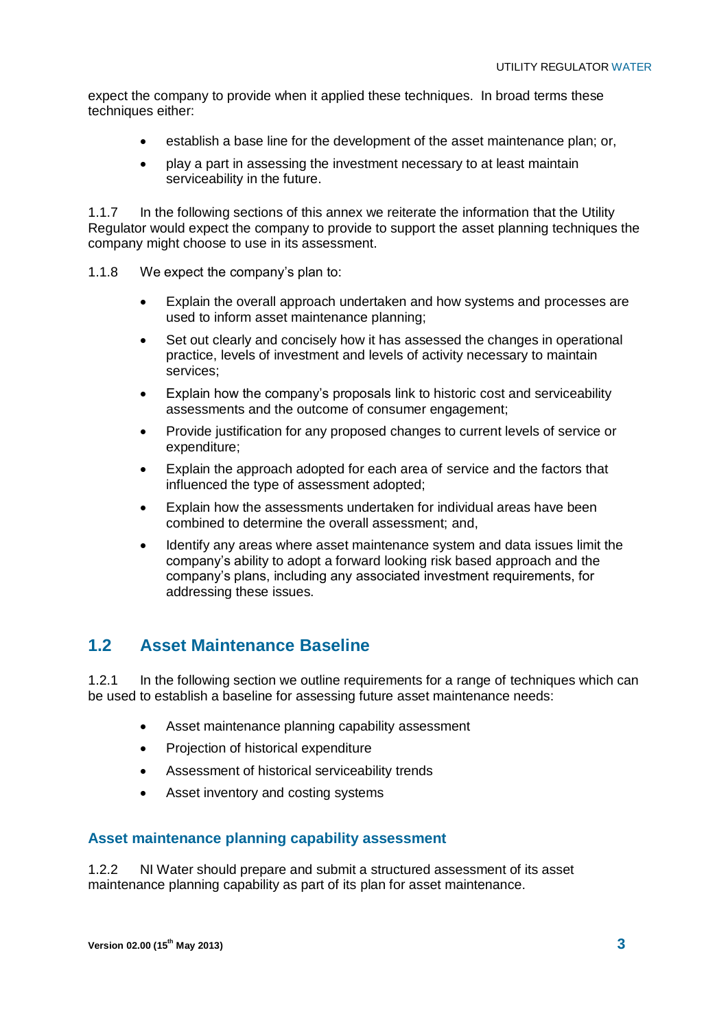expect the company to provide when it applied these techniques. In broad terms these techniques either:

- establish a base line for the development of the asset maintenance plan; or,
- play a part in assessing the investment necessary to at least maintain serviceability in the future.

1.1.7 In the following sections of this annex we reiterate the information that the Utility Regulator would expect the company to provide to support the asset planning techniques the company might choose to use in its assessment.

1.1.8 We expect the company's plan to:

- Explain the overall approach undertaken and how systems and processes are used to inform asset maintenance planning;
- Set out clearly and concisely how it has assessed the changes in operational practice, levels of investment and levels of activity necessary to maintain services;
- Explain how the company's proposals link to historic cost and serviceability assessments and the outcome of consumer engagement;
- Provide justification for any proposed changes to current levels of service or expenditure;
- Explain the approach adopted for each area of service and the factors that influenced the type of assessment adopted;
- Explain how the assessments undertaken for individual areas have been combined to determine the overall assessment; and,
- Identify any areas where asset maintenance system and data issues limit the company's ability to adopt a forward looking risk based approach and the company's plans, including any associated investment requirements, for addressing these issues.

## 1.2 Asset Maintenance Baseline

1.2.1 In the following section we outline requirements for a range of techniques which can be used to establish a baseline for assessing future asset maintenance needs:

- Asset maintenance planning capability assessment
- Projection of historical expenditure
- Assessment of historical serviceability trends
- Asset inventory and costing systems

### Asset maintenance planning capability assessment

1.2.2 NI Water should prepare and submit a structured assessment of its asset maintenance planning capability as part of its plan for asset maintenance.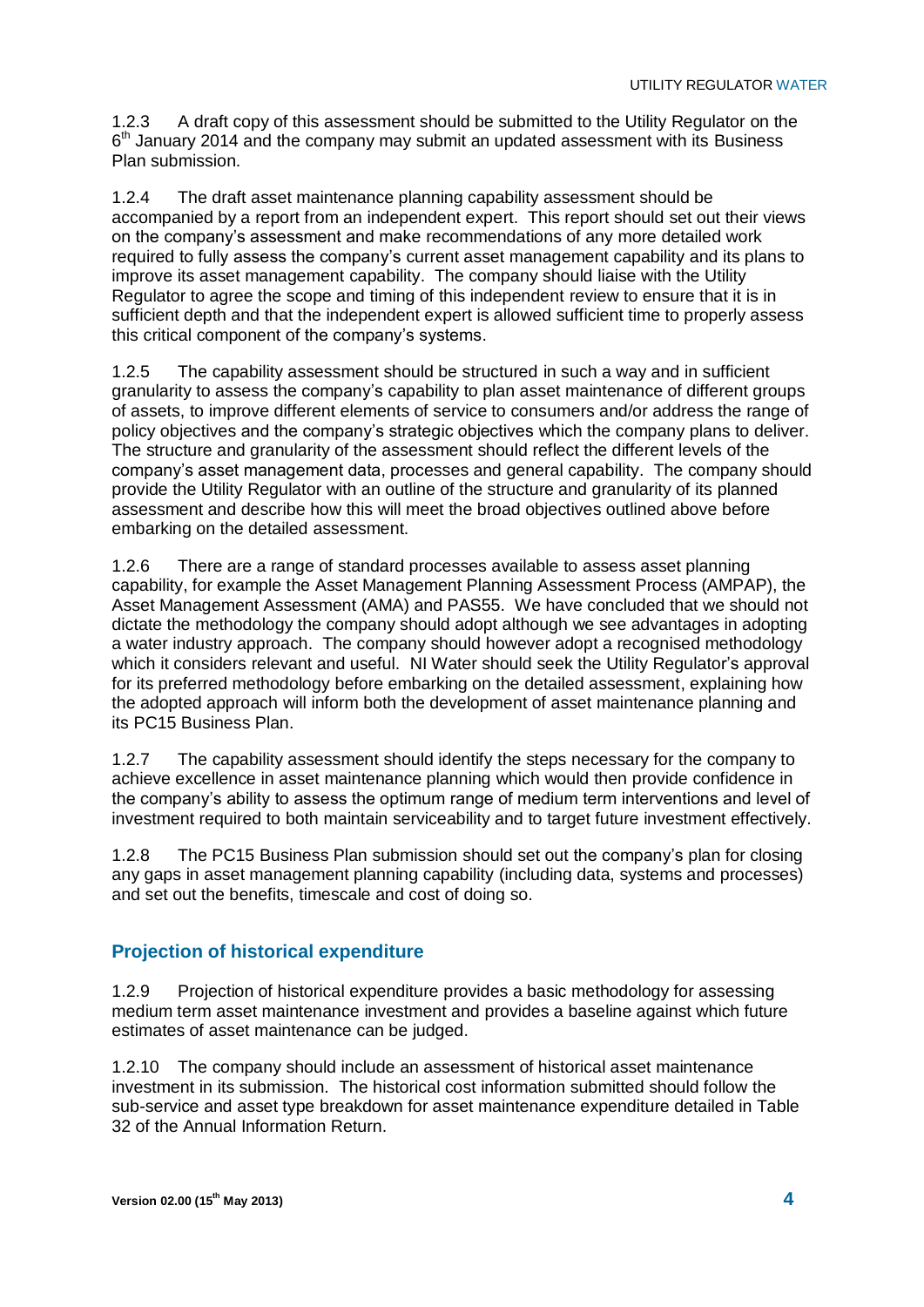1.2.3 A draft copy of this assessment should be submitted to the Utility Regulator on the 6th January 2014 and the company may submit an updated assessment with its Business Plan submission.

1.2.4 The draft asset maintenance planning capability assessment should be accompanied by a report from an independent expert. This report should set out their views on the company's assessment and make recommendations of any more detailed work required to fully assess the company's current asset management capability and its plans to improve its asset management capability. The company should liaise with the Utility Regulator to agree the scope and timing of this independent review to ensure that it is in sufficient depth and that the independent expert is allowed sufficient time to properly assess this critical component of the company's systems.

1.2.5 The capability assessment should be structured in such a way and in sufficient granularity to assess the company's capability to plan asset maintenance of different groups of assets, to improve different elements of service to consumers and/or address the range of policy objectives and the company's strategic objectives which the company plans to deliver. The structure and granularity of the assessment should reflect the different levels of the company's asset management data, processes and general capability. The company should provide the Utility Regulator with an outline of the structure and granularity of its planned assessment and describe how this will meet the broad objectives outlined above before embarking on the detailed assessment.

1.2.6 There are a range of standard processes available to assess asset planning capability, for example the Asset Management Planning Assessment Process (AMPAP), the Asset Management Assessment (AMA) and PAS55. We have concluded that we should not dictate the methodology the company should adopt although we see advantages in adopting a water industry approach. The company should however adopt a recognised methodology which it considers relevant and useful. NI Water should seek the Utility Regulator's approval for its preferred methodology before embarking on the detailed assessment, explaining how the adopted approach will inform both the development of asset maintenance planning and its PC15 Business Plan.

1.2.7 The capability assessment should identify the steps necessary for the company to achieve excellence in asset maintenance planning which would then provide confidence in the company's ability to assess the optimum range of medium term interventions and level of investment required to both maintain serviceability and to target future investment effectively.

1.2.8 The PC15 Business Plan submission should set out the company's plan for closing any gaps in asset management planning capability (including data, systems and processes) and set out the benefits, timescale and cost of doing so.

## Projection of historical expenditure

1.2.9 Projection of historical expenditure provides a basic methodology for assessing medium term asset maintenance investment and provides a baseline against which future estimates of asset maintenance can be judged.

1.2.10 The company should include an assessment of historical asset maintenance investment in its submission. The historical cost information submitted should follow the sub-service and asset type breakdown for asset maintenance expenditure detailed in Table 32 of the Annual Information Return.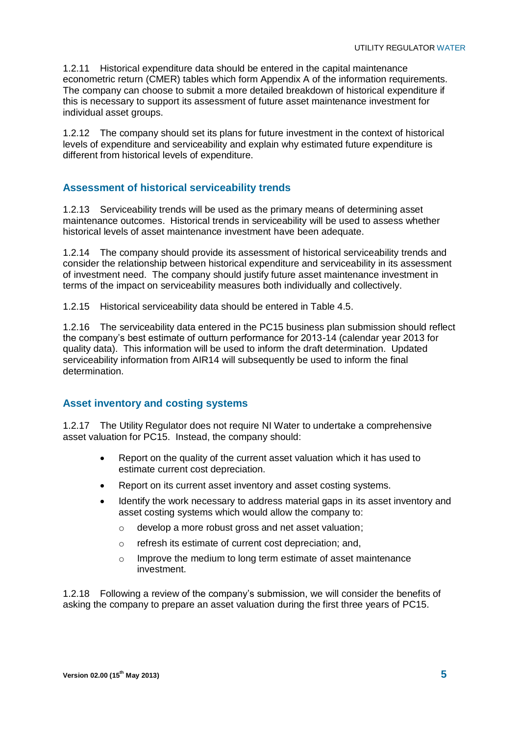1.2.11 Historical expenditure data should be entered in the capital maintenance econometric return (CMER) tables which form Appendix A of the information requirements. The company can choose to submit a more detailed breakdown of historical expenditure if this is necessary to support its assessment of future asset maintenance investment for individual asset groups.

1.2.12 The company should set its plans for future investment in the context of historical levels of expenditure and serviceability and explain why estimated future expenditure is different from historical levels of expenditure.

## Assessment of historical serviceability trends

1.2.13 Serviceability trends will be used as the primary means of determining asset maintenance outcomes. Historical trends in serviceability will be used to assess whether historical levels of asset maintenance investment have been adequate.

1.2.14 The company should provide its assessment of historical serviceability trends and consider the relationship between historical expenditure and serviceability in its assessment of investment need. The company should justify future asset maintenance investment in terms of the impact on serviceability measures both individually and collectively.

1.2.15 Historical serviceability data should be entered in Table 4.5.

1.2.16 The serviceability data entered in the PC15 business plan submission should reflect the company's best estimate of outturn performance for 2013-14 (calendar year 2013 for quality data). This information will be used to inform the draft determination. Updated serviceability information from AIR14 will subsequently be used to inform the final determination.

## Asset inventory and costing systems

1.2.17 The Utility Regulator does not require NI Water to undertake a comprehensive asset valuation for PC15. Instead, the company should:

- Report on the quality of the current asset valuation which it has used to estimate current cost depreciation.
- Report on its current asset inventory and asset costing systems.
- Identify the work necessary to address material gaps in its asset inventory and asset costing systems which would allow the company to:
  - develop a more robust gross and net asset valuation;
  - refresh its estimate of current cost depreciation; and,
  - Improve the medium to long term estimate of asset maintenance investment.

1.2.18 Following a review of the company's submission, we will consider the benefits of asking the company to prepare an asset valuation during the first three years of PC15.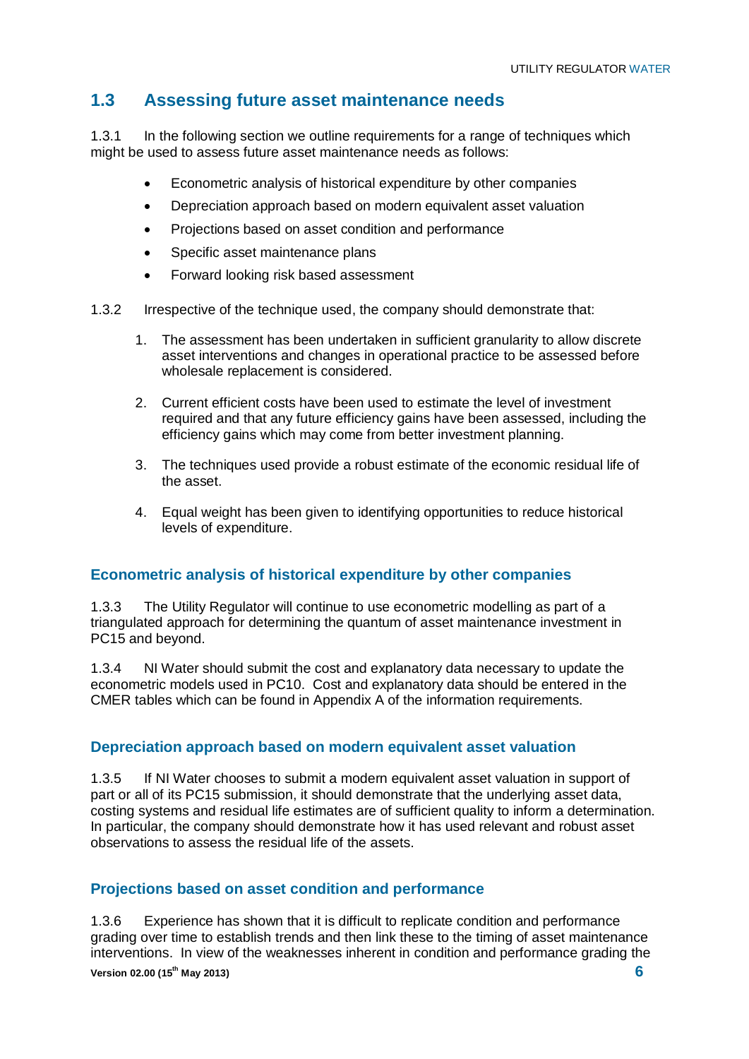## 1.3 Assessing future asset maintenance needs

1.3.1 In the following section we outline requirements for a range of techniques which might be used to assess future asset maintenance needs as follows:

- Econometric analysis of historical expenditure by other companies
- Depreciation approach based on modern equivalent asset valuation
- Projections based on asset condition and performance
- Specific asset maintenance plans
- Forward looking risk based assessment

1.3.2 Irrespective of the technique used, the company should demonstrate that:

1. The assessment has been undertaken in sufficient granularity to allow discrete asset interventions and changes in operational practice to be assessed before wholesale replacement is considered.

2. Current efficient costs have been used to estimate the level of investment required and that any future efficiency gains have been assessed, including the efficiency gains which may come from better investment planning.

3. The techniques used provide a robust estimate of the economic residual life of the asset.

4. Equal weight has been given to identifying opportunities to reduce historical levels of expenditure.

### Econometric analysis of historical expenditure by other companies

1.3.3 The Utility Regulator will continue to use econometric modelling as part of a triangulated approach for determining the quantum of asset maintenance investment in PC15 and beyond.

1.3.4 NI Water should submit the cost and explanatory data necessary to update the econometric models used in PC10. Cost and explanatory data should be entered in the CMER tables which can be found in Appendix A of the information requirements.

### Depreciation approach based on modern equivalent asset valuation

1.3.5 If NI Water chooses to submit a modern equivalent asset valuation in support of part or all of its PC15 submission, it should demonstrate that the underlying asset data, costing systems and residual life estimates are of sufficient quality to inform a determination. In particular, the company should demonstrate how it has used relevant and robust asset observations to assess the residual life of the assets.

### Projections based on asset condition and performance

1.3.6 Experience has shown that it is difficult to replicate condition and performance grading over time to establish trends and then link these to the timing of asset maintenance interventions. In view of the weaknesses inherent in condition and performance grading the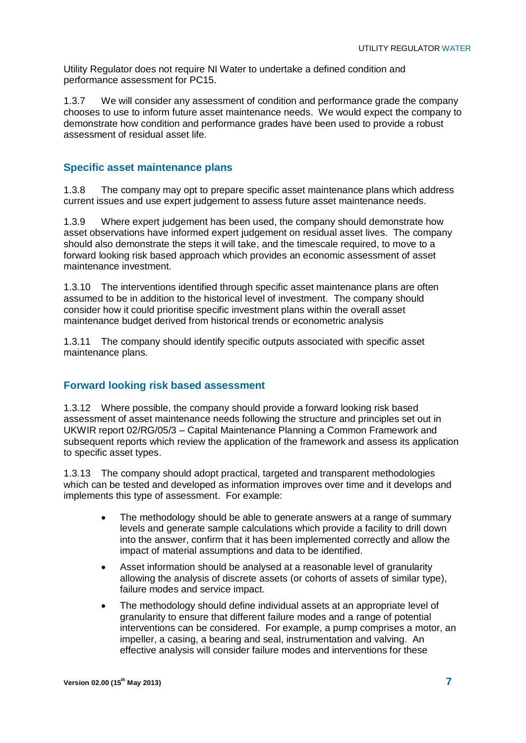Utility Regulator does not require NI Water to undertake a defined condition and performance assessment for PC15.

1.3.7 We will consider any assessment of condition and performance grade the company chooses to use to inform future asset maintenance needs. We would expect the company to demonstrate how condition and performance grades have been used to provide a robust assessment of residual asset life.

## Specific asset maintenance plans

1.3.8 The company may opt to prepare specific asset maintenance plans which address current issues and use expert judgement to assess future asset maintenance needs.

1.3.9 Where expert judgement has been used, the company should demonstrate how asset observations have informed expert judgement on residual asset lives. The company should also demonstrate the steps it will take, and the timescale required, to move to a forward looking risk based approach which provides an economic assessment of asset maintenance investment.

1.3.10 The interventions identified through specific asset maintenance plans are often assumed to be in addition to the historical level of investment. The company should consider how it could prioritise specific investment plans within the overall asset maintenance budget derived from historical trends or econometric analysis

1.3.11 The company should identify specific outputs associated with specific asset maintenance plans.

## Forward looking risk based assessment

1.3.12 Where possible, the company should provide a forward looking risk based assessment of asset maintenance needs following the structure and principles set out in UKWIR report 02/RG/05/3 – Capital Maintenance Planning a Common Framework and subsequent reports which review the application of the framework and assess its application to specific asset types.

1.3.13 The company should adopt practical, targeted and transparent methodologies which can be tested and developed as information improves over time and it develops and implements this type of assessment. For example:

- The methodology should be able to generate answers at a range of summary levels and generate sample calculations which provide a facility to drill down into the answer, confirm that it has been implemented correctly and allow the impact of material assumptions and data to be identified.
- Asset information should be analysed at a reasonable level of granularity allowing the analysis of discrete assets (or cohorts of assets of similar type), failure modes and service impact.
- The methodology should define individual assets at an appropriate level of granularity to ensure that different failure modes and a range of potential interventions can be considered. For example, a pump comprises a motor, an impeller, a casing, a bearing and seal, instrumentation and valving. An effective analysis will consider failure modes and interventions for these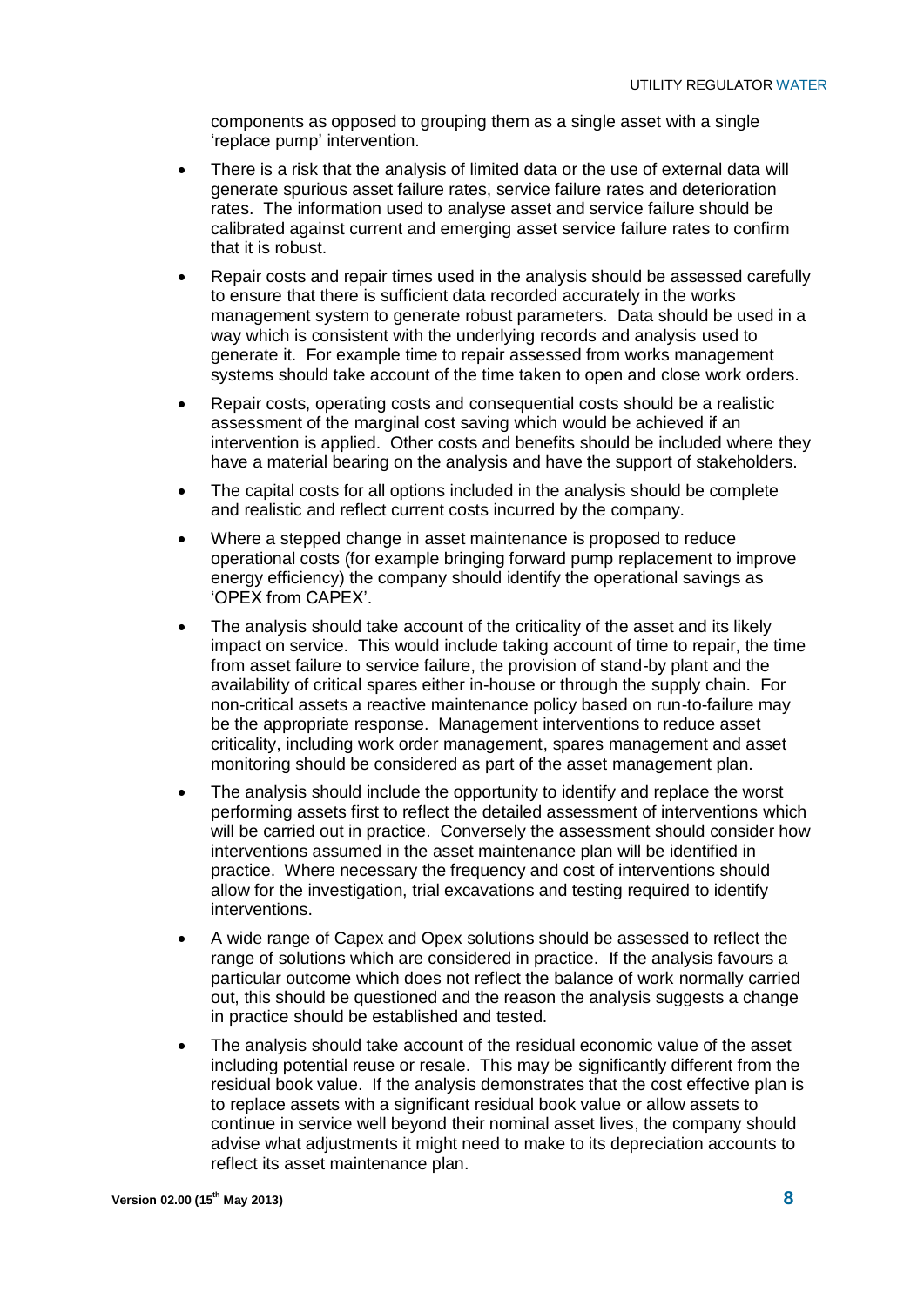components as opposed to grouping them as a single asset with a single 'replace pump' intervention.

- There is a risk that the analysis of limited data or the use of external data will generate spurious asset failure rates, service failure rates and deterioration rates. The information used to analyse asset and service failure should be calibrated against current and emerging asset service failure rates to confirm that it is robust.

- Repair costs and repair times used in the analysis should be assessed carefully to ensure that there is sufficient data recorded accurately in the works management system to generate robust parameters. Data should be used in a way which is consistent with the underlying records and analysis used to generate it. For example time to repair assessed from works management systems should take account of the time taken to open and close work orders.

- Repair costs, operating costs and consequential costs should be a realistic assessment of the marginal cost saving which would be achieved if an intervention is applied. Other costs and benefits should be included where they have a material bearing on the analysis and have the support of stakeholders.

- The capital costs for all options included in the analysis should be complete and realistic and reflect current costs incurred by the company.

- Where a stepped change in asset maintenance is proposed to reduce operational costs (for example bringing forward pump replacement to improve energy efficiency) the company should identify the operational savings as 'OPEX from CAPEX'.

- The analysis should take account of the criticality of the asset and its likely impact on service. This would include taking account of time to repair, the time from asset failure to service failure, the provision of stand-by plant and the availability of critical spares either in-house or through the supply chain. For non-critical assets a reactive maintenance policy based on run-to-failure may be the appropriate response. Management interventions to reduce asset criticality, including work order management, spares management and asset monitoring should be considered as part of the asset management plan.

- The analysis should include the opportunity to identify and replace the worst performing assets first to reflect the detailed assessment of interventions which will be carried out in practice. Conversely the assessment should consider how interventions assumed in the asset maintenance plan will be identified in practice. Where necessary the frequency and cost of interventions should allow for the investigation, trial excavations and testing required to identify interventions.

- A wide range of Capex and Opex solutions should be assessed to reflect the range of solutions which are considered in practice. If the analysis favours a particular outcome which does not reflect the balance of work normally carried out, this should be questioned and the reason the analysis suggests a change in practice should be established and tested.

- The analysis should take account of the residual economic value of the asset including potential reuse or resale. This may be significantly different from the residual book value. If the analysis demonstrates that the cost effective plan is to replace assets with a significant residual book value or allow assets to continue in service well beyond their nominal asset lives, the company should advise what adjustments it might need to make to its depreciation accounts to reflect its asset maintenance plan.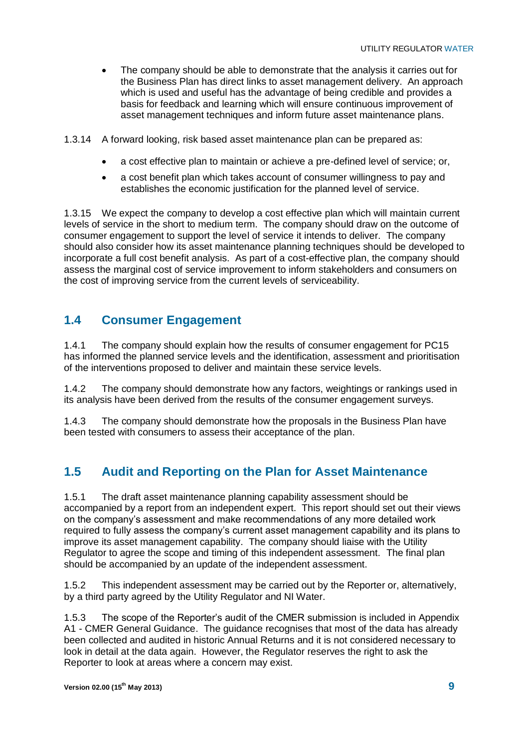- The company should be able to demonstrate that the analysis it carries out for the Business Plan has direct links to asset management delivery. An approach which is used and useful has the advantage of being credible and provides a basis for feedback and learning which will ensure continuous improvement of asset management techniques and inform future asset maintenance plans.

1.3.14 A forward looking, risk based asset maintenance plan can be prepared as:

- a cost effective plan to maintain or achieve a pre-defined level of service; or,
- a cost benefit plan which takes account of consumer willingness to pay and establishes the economic justification for the planned level of service.

1.3.15 We expect the company to develop a cost effective plan which will maintain current levels of service in the short to medium term. The company should draw on the outcome of consumer engagement to support the level of service it intends to deliver. The company should also consider how its asset maintenance planning techniques should be developed to incorporate a full cost benefit analysis. As part of a cost-effective plan, the company should assess the marginal cost of service improvement to inform stakeholders and consumers on the cost of improving service from the current levels of serviceability.

## 1.4 Consumer Engagement

1.4.1 The company should explain how the results of consumer engagement for PC15 has informed the planned service levels and the identification, assessment and prioritisation of the interventions proposed to deliver and maintain these service levels.

1.4.2 The company should demonstrate how any factors, weightings or rankings used in its analysis have been derived from the results of the consumer engagement surveys.

1.4.3 The company should demonstrate how the proposals in the Business Plan have been tested with consumers to assess their acceptance of the plan.

## 1.5 Audit and Reporting on the Plan for Asset Maintenance

1.5.1 The draft asset maintenance planning capability assessment should be accompanied by a report from an independent expert. This report should set out their views on the company's assessment and make recommendations of any more detailed work required to fully assess the company's current asset management capability and its plans to improve its asset management capability. The company should liaise with the Utility Regulator to agree the scope and timing of this independent assessment. The final plan should be accompanied by an update of the independent assessment.

1.5.2 This independent assessment may be carried out by the Reporter or, alternatively, by a third party agreed by the Utility Regulator and NI Water.

1.5.3 The scope of the Reporter's audit of the CMER submission is included in Appendix A1 - CMER General Guidance. The guidance recognises that most of the data has already been collected and audited in historic Annual Returns and it is not considered necessary to look in detail at the data again. However, the Regulator reserves the right to ask the Reporter to look at areas where a concern may exist.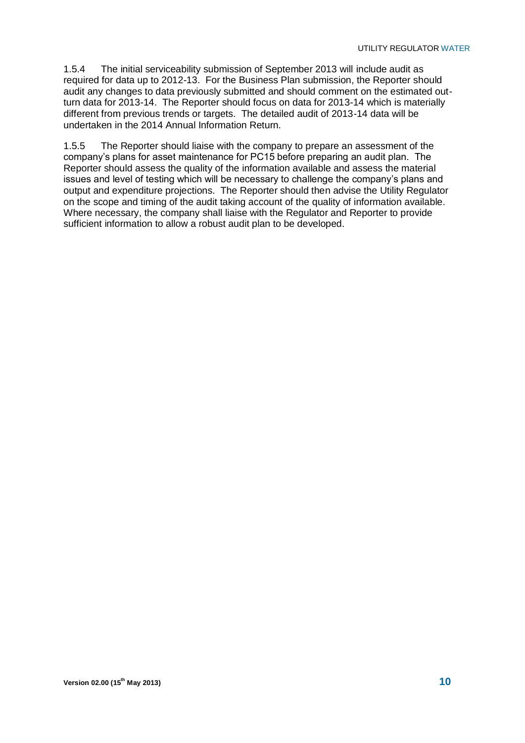1.5.4 The initial serviceability submission of September 2013 will include audit as required for data up to 2012-13. For the Business Plan submission, the Reporter should audit any changes to data previously submitted and should comment on the estimated out-turn data for 2013-14. The Reporter should focus on data for 2013-14 which is materially different from previous trends or targets. The detailed audit of 2013-14 data will be undertaken in the 2014 Annual Information Return.

1.5.5 The Reporter should liaise with the company to prepare an assessment of the company's plans for asset maintenance for PC15 before preparing an audit plan. The Reporter should assess the quality of the information available and assess the material issues and level of testing which will be necessary to challenge the company's plans and output and expenditure projections. The Reporter should then advise the Utility Regulator on the scope and timing of the audit taking account of the quality of information available. Where necessary, the company shall liaise with the Regulator and Reporter to provide sufficient information to allow a robust audit plan to be developed.